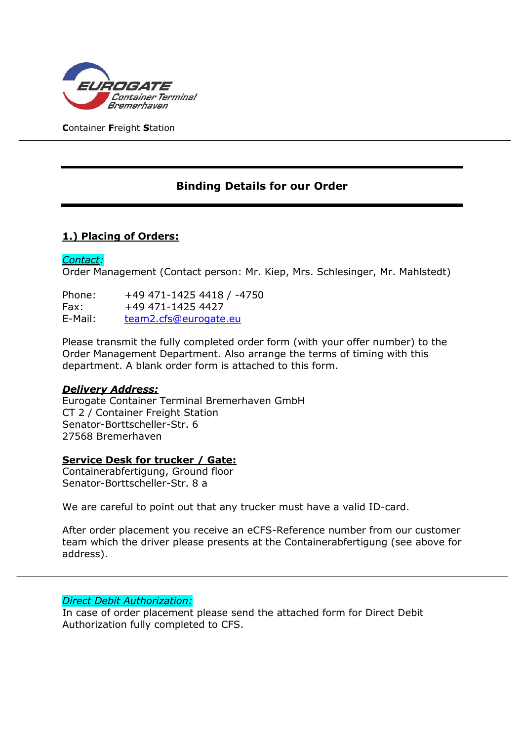EUROGATE Container Terminal Bremerhaven

**C**ontainer **F**reight **S**tation

---

# Binding Details for our Order

## 1.) Placing of Orders:

*Contact:*
Order Management (Contact person: Mr. Kiep, Mrs. Schlesinger, Mr. Mahlstedt)

Phone: +49 471-1425 4418 / -4750
Fax: +49 471-1425 4427
E-Mail: team2.cfs@eurogate.eu

Please transmit the fully completed order form (with your offer number) to the Order Management Department. Also arrange the terms of timing with this department. A blank order form is attached to this form.

***Delivery Address:***
Eurogate Container Terminal Bremerhaven GmbH
CT 2 / Container Freight Station
Senator-Borttscheller-Str. 6
27568 Bremerhaven

**Service Desk for trucker / Gate:**
Containerabfertigung, Ground floor
Senator-Borttscheller-Str. 8 a

We are careful to point out that any trucker must have a valid ID-card.

After order placement you receive an eCFS-Reference number from our customer team which the driver please presents at the Containerabfertigung (see above for address).

---

*Direct Debit Authorization:*
In case of order placement please send the attached form for Direct Debit Authorization fully completed to CFS.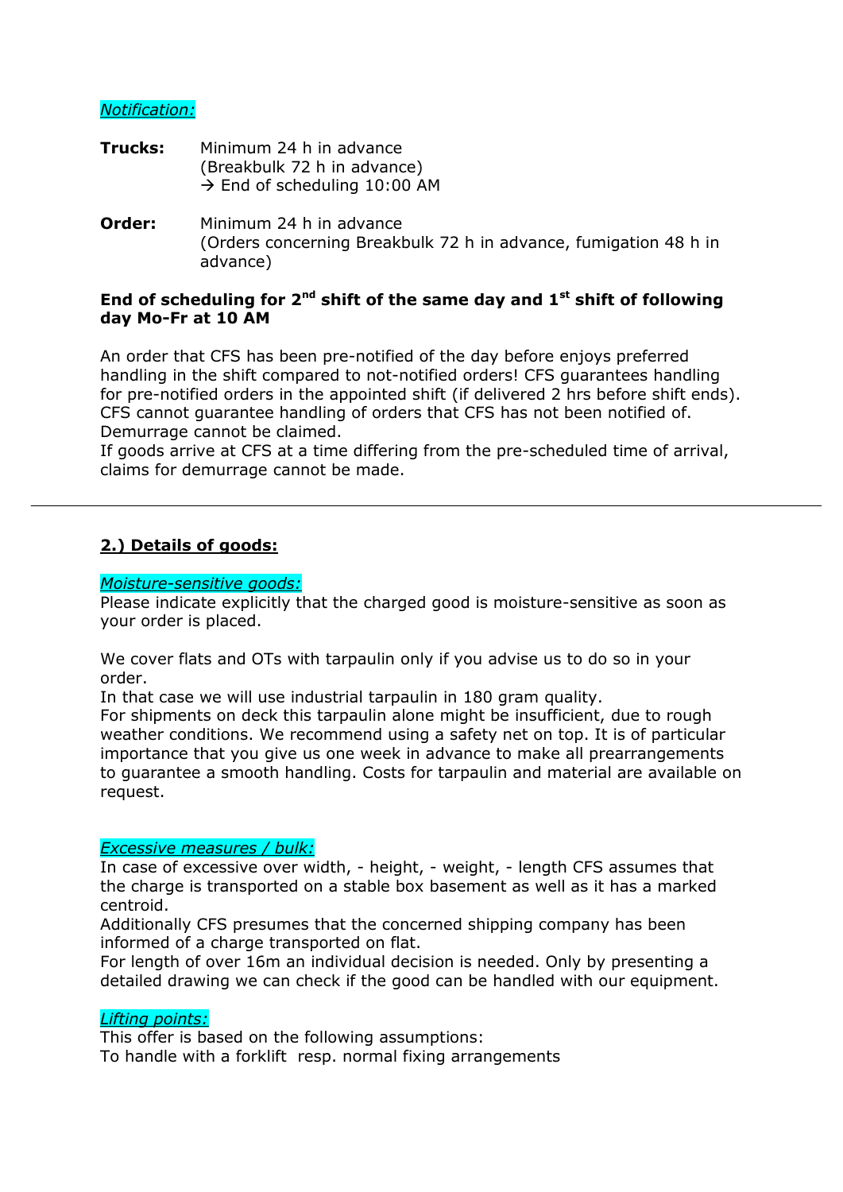*Notification:*

**Trucks:** Minimum 24 h in advance
(Breakbulk 72 h in advance)
→ End of scheduling 10:00 AM

**Order:** Minimum 24 h in advance
(Orders concerning Breakbulk 72 h in advance, fumigation 48 h in advance)

**End of scheduling for 2nd shift of the same day and 1st shift of following day Mo-Fr at 10 AM**

An order that CFS has been pre-notified of the day before enjoys preferred handling in the shift compared to not-notified orders! CFS guarantees handling for pre-notified orders in the appointed shift (if delivered 2 hrs before shift ends). CFS cannot guarantee handling of orders that CFS has not been notified of. Demurrage cannot be claimed.
If goods arrive at CFS at a time differing from the pre-scheduled time of arrival, claims for demurrage cannot be made.

---

## 2.) Details of goods:

*Moisture-sensitive goods:*
Please indicate explicitly that the charged good is moisture-sensitive as soon as your order is placed.

We cover flats and OTs with tarpaulin only if you advise us to do so in your order.
In that case we will use industrial tarpaulin in 180 gram quality.
For shipments on deck this tarpaulin alone might be insufficient, due to rough weather conditions. We recommend using a safety net on top. It is of particular importance that you give us one week in advance to make all prearrangements to guarantee a smooth handling. Costs for tarpaulin and material are available on request.

*Excessive measures / bulk:*
In case of excessive over width, - height, - weight, - length CFS assumes that the charge is transported on a stable box basement as well as it has a marked centroid.
Additionally CFS presumes that the concerned shipping company has been informed of a charge transported on flat.
For length of over 16m an individual decision is needed. Only by presenting a detailed drawing we can check if the good can be handled with our equipment.

*Lifting points:*
This offer is based on the following assumptions:
To handle with a forklift resp. normal fixing arrangements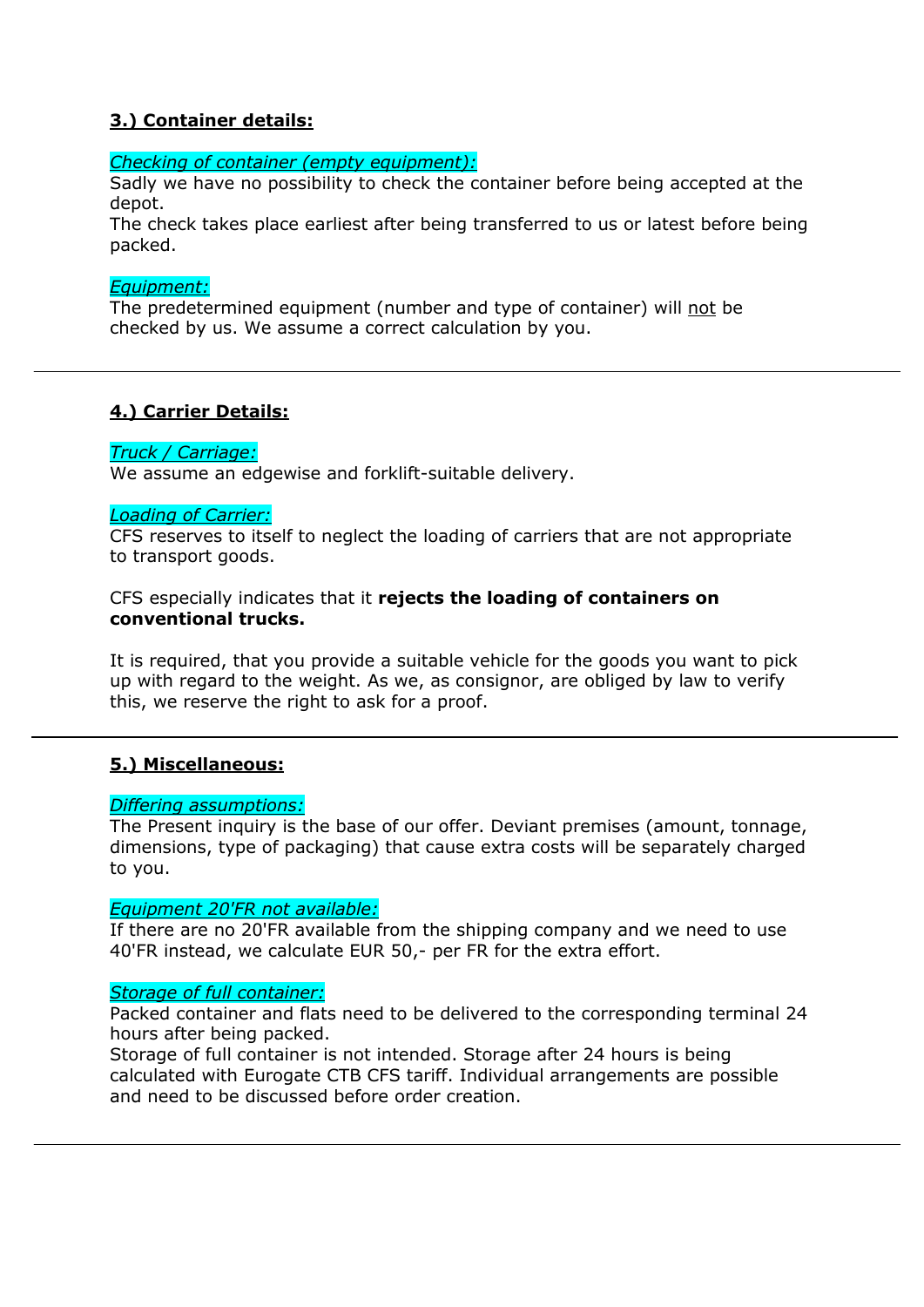### **3.) Container details:**

*Checking of container (empty equipment):*
Sadly we have no possibility to check the container before being accepted at the depot.
The check takes place earliest after being transferred to us or latest before being packed.

*Equipment:*
The predetermined equipment (number and type of container) will not be checked by us. We assume a correct calculation by you.

---

### **4.) Carrier Details:**

*Truck / Carriage:*
We assume an edgewise and forklift-suitable delivery.

*Loading of Carrier:*
CFS reserves to itself to neglect the loading of carriers that are not appropriate to transport goods.

CFS especially indicates that it **rejects the loading of containers on conventional trucks.**

It is required, that you provide a suitable vehicle for the goods you want to pick up with regard to the weight. As we, as consignor, are obliged by law to verify this, we reserve the right to ask for a proof.

---

### **5.) Miscellaneous:**

*Differing assumptions:*
The Present inquiry is the base of our offer. Deviant premises (amount, tonnage, dimensions, type of packaging) that cause extra costs will be separately charged to you.

*Equipment 20'FR not available:*
If there are no 20'FR available from the shipping company and we need to use 40'FR instead, we calculate EUR 50,- per FR for the extra effort.

*Storage of full container:*
Packed container and flats need to be delivered to the corresponding terminal 24 hours after being packed.
Storage of full container is not intended. Storage after 24 hours is being calculated with Eurogate CTB CFS tariff. Individual arrangements are possible and need to be discussed before order creation.

---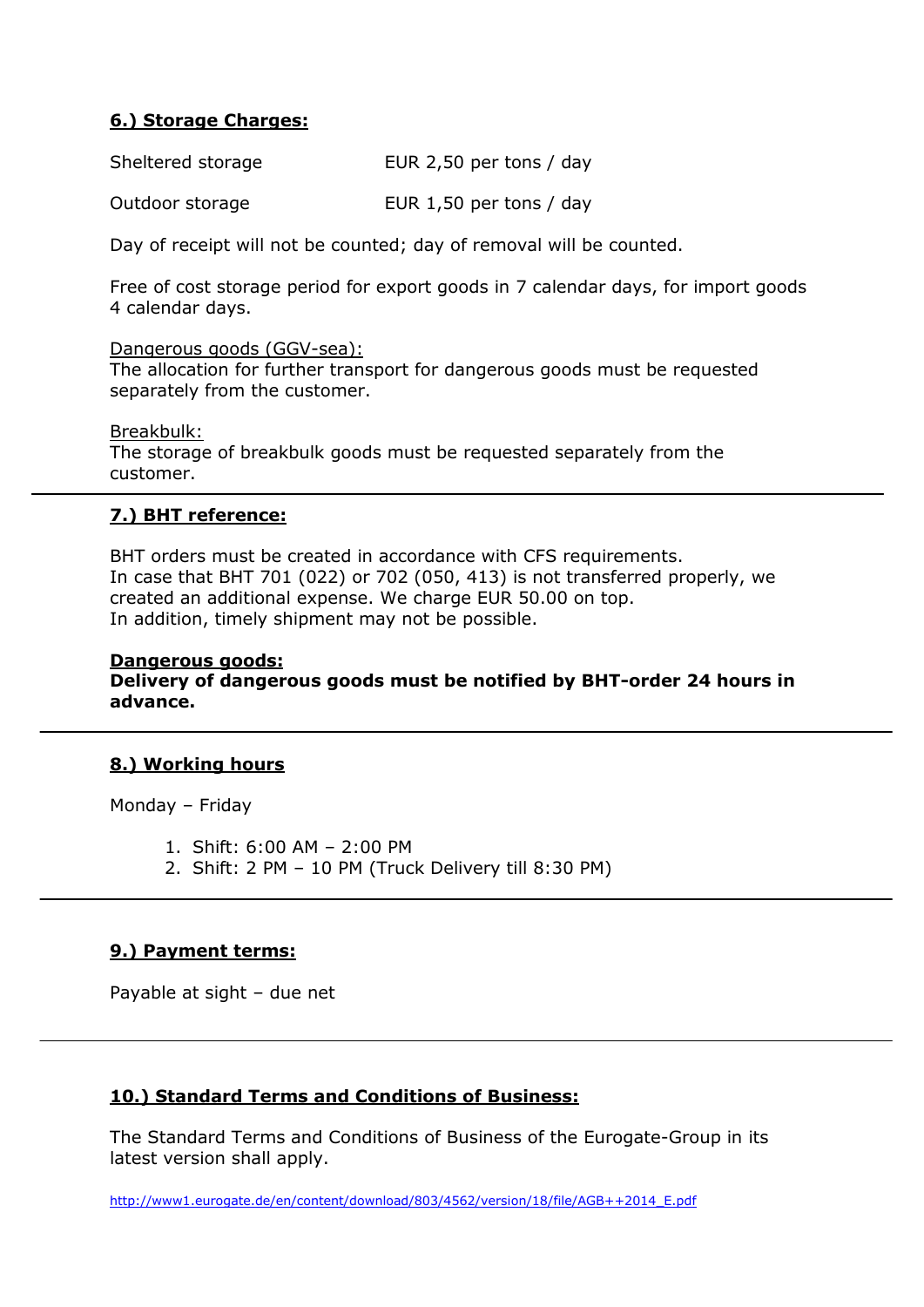**6.) Storage Charges:**

| | |
|---|---|
| Sheltered storage | EUR 2,50 per tons / day |
| Outdoor storage | EUR 1,50 per tons / day |

Day of receipt will not be counted; day of removal will be counted.

Free of cost storage period for export goods in 7 calendar days, for import goods 4 calendar days.

Dangerous goods (GGV-sea):
The allocation for further transport for dangerous goods must be requested separately from the customer.

Breakbulk:
The storage of breakbulk goods must be requested separately from the customer.

---

**7.) BHT reference:**

BHT orders must be created in accordance with CFS requirements.
In case that BHT 701 (022) or 702 (050, 413) is not transferred properly, we created an additional expense. We charge EUR 50.00 on top.
In addition, timely shipment may not be possible.

**Dangerous goods:**
**Delivery of dangerous goods must be notified by BHT-order 24 hours in advance.**

---

**8.) Working hours**

Monday – Friday

1. Shift: 6:00 AM – 2:00 PM
2. Shift: 2 PM – 10 PM (Truck Delivery till 8:30 PM)

---

**9.) Payment terms:**

Payable at sight – due net

---

**10.) Standard Terms and Conditions of Business:**

The Standard Terms and Conditions of Business of the Eurogate-Group in its latest version shall apply.

http://www1.eurogate.de/en/content/download/803/4562/version/18/file/AGB++2014_E.pdf